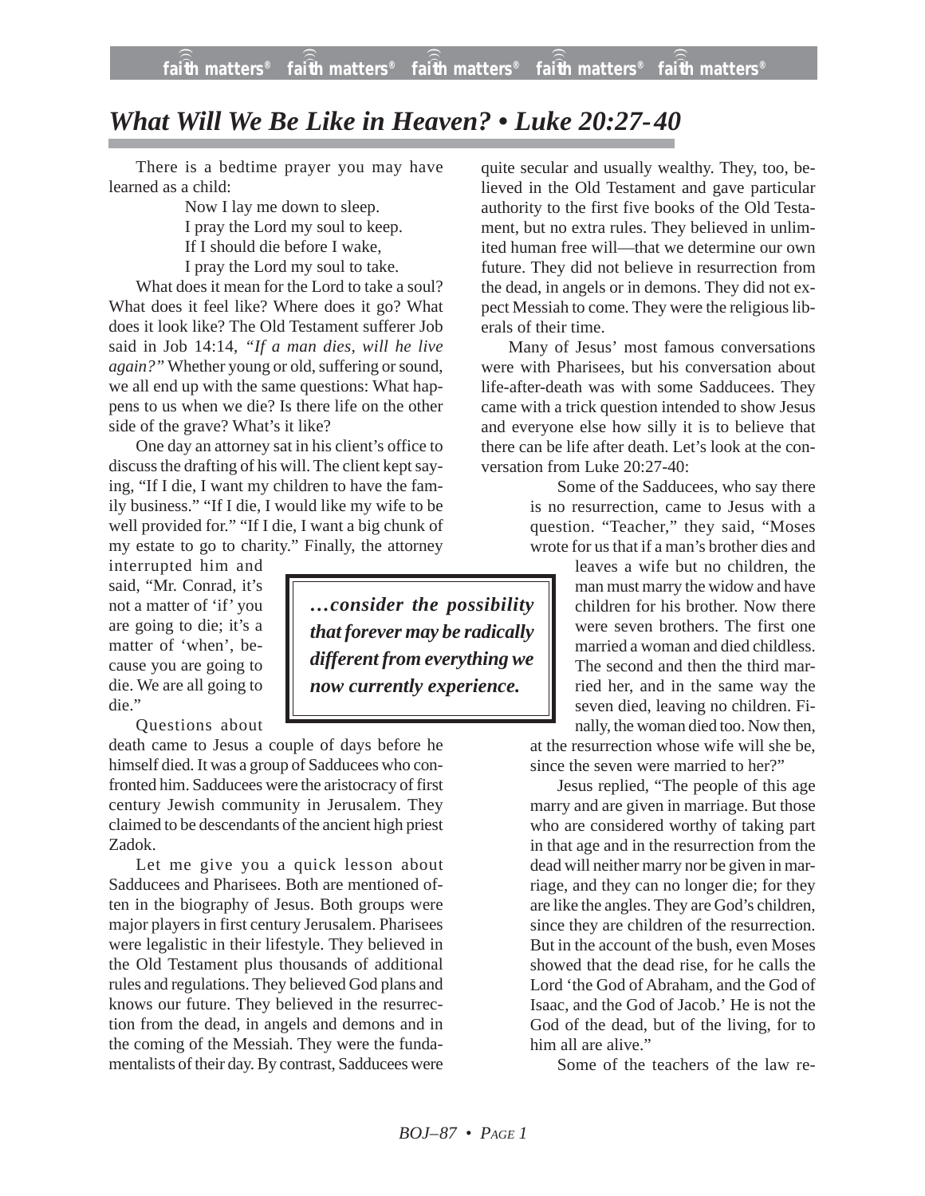# *What Will We Be Like in Heaven? • Luke 20:27-40*

There is a bedtime prayer you may have learned as a child:

> Now I lay me down to sleep.
> I pray the Lord my soul to keep.
> If I should die before I wake,
> I pray the Lord my soul to take.

What does it mean for the Lord to take a soul? What does it feel like? Where does it go? What does it look like? The Old Testament sufferer Job said in Job 14:14, *"If a man dies, will he live again?"* Whether young or old, suffering or sound, we all end up with the same questions: What happens to us when we die? Is there life on the other side of the grave? What's it like?

One day an attorney sat in his client's office to discuss the drafting of his will. The client kept saying, "If I die, I want my children to have the family business." "If I die, I would like my wife to be well provided for." "If I die, I want a big chunk of my estate to go to charity." Finally, the attorney interrupted him and said, "Mr. Conrad, it's not a matter of 'if' you are going to die; it's a matter of 'when', because you are going to die. We are all going to die."

> ***…consider the possibility that forever may be radically different from everything we now currently experience.***

Questions about death came to Jesus a couple of days before he himself died. It was a group of Sadducees who confronted him. Sadducees were the aristocracy of first century Jewish community in Jerusalem. They claimed to be descendants of the ancient high priest Zadok.

Let me give you a quick lesson about Sadducees and Pharisees. Both are mentioned often in the biography of Jesus. Both groups were major players in first century Jerusalem. Pharisees were legalistic in their lifestyle. They believed in the Old Testament plus thousands of additional rules and regulations. They believed God plans and knows our future. They believed in the resurrection from the dead, in angels and demons and in the coming of the Messiah. They were the fundamentalists of their day. By contrast, Sadducees were quite secular and usually wealthy. They, too, believed in the Old Testament and gave particular authority to the first five books of the Old Testament, but no extra rules. They believed in unlimited human free will—that we determine our own future. They did not believe in resurrection from the dead, in angels or in demons. They did not expect Messiah to come. They were the religious liberals of their time.

Many of Jesus' most famous conversations were with Pharisees, but his conversation about life-after-death was with some Sadducees. They came with a trick question intended to show Jesus and everyone else how silly it is to believe that there can be life after death. Let's look at the conversation from Luke 20:27-40:

> Some of the Sadducees, who say there is no resurrection, came to Jesus with a question. "Teacher," they said, "Moses wrote for us that if a man's brother dies and leaves a wife but no children, the man must marry the widow and have children for his brother. Now there were seven brothers. The first one married a woman and died childless. The second and then the third married her, and in the same way the seven died, leaving no children. Finally, the woman died too. Now then, at the resurrection whose wife will she be, since the seven were married to her?"
>
> Jesus replied, "The people of this age marry and are given in marriage. But those who are considered worthy of taking part in that age and in the resurrection from the dead will neither marry nor be given in marriage, and they can no longer die; for they are like the angles. They are God's children, since they are children of the resurrection. But in the account of the bush, even Moses showed that the dead rise, for he calls the Lord 'the God of Abraham, and the God of Isaac, and the God of Jacob.' He is not the God of the dead, but of the living, for to him all are alive."
>
> Some of the teachers of the law re-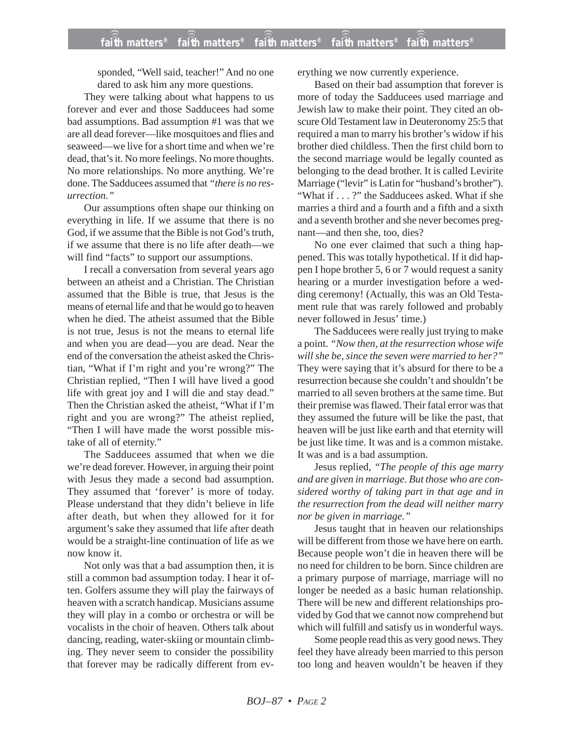sponded, "Well said, teacher!" And no one dared to ask him any more questions.

They were talking about what happens to us forever and ever and those Sadducees had some bad assumptions. Bad assumption #1 was that we are all dead forever—like mosquitoes and flies and seaweed—we live for a short time and when we're dead, that's it. No more feelings. No more thoughts. No more relationships. No more anything. We're done. The Sadducees assumed that *"there is no resurrection."*

Our assumptions often shape our thinking on everything in life. If we assume that there is no God, if we assume that the Bible is not God's truth, if we assume that there is no life after death—we will find "facts" to support our assumptions.

I recall a conversation from several years ago between an atheist and a Christian. The Christian assumed that the Bible is true, that Jesus is the means of eternal life and that he would go to heaven when he died. The atheist assumed that the Bible is not true, Jesus is not the means to eternal life and when you are dead—you are dead. Near the end of the conversation the atheist asked the Christian, "What if I'm right and you're wrong?" The Christian replied, "Then I will have lived a good life with great joy and I will die and stay dead." Then the Christian asked the atheist, "What if I'm right and you are wrong?" The atheist replied, "Then I will have made the worst possible mistake of all of eternity."

The Sadducees assumed that when we die we're dead forever. However, in arguing their point with Jesus they made a second bad assumption. They assumed that 'forever' is more of today. Please understand that they didn't believe in life after death, but when they allowed for it for argument's sake they assumed that life after death would be a straight-line continuation of life as we now know it.

Not only was that a bad assumption then, it is still a common bad assumption today. I hear it often. Golfers assume they will play the fairways of heaven with a scratch handicap. Musicians assume they will play in a combo or orchestra or will be vocalists in the choir of heaven. Others talk about dancing, reading, water-skiing or mountain climbing. They never seem to consider the possibility that forever may be radically different from everything we now currently experience.

Based on their bad assumption that forever is more of today the Sadducees used marriage and Jewish law to make their point. They cited an obscure Old Testament law in Deuteronomy 25:5 that required a man to marry his brother's widow if his brother died childless. Then the first child born to the second marriage would be legally counted as belonging to the dead brother. It is called Levirite Marriage ("levir" is Latin for "husband's brother"). "What if . . . ?" the Sadducees asked. What if she marries a third and a fourth and a fifth and a sixth and a seventh brother and she never becomes pregnant—and then she, too, dies?

No one ever claimed that such a thing happened. This was totally hypothetical. If it did happen I hope brother 5, 6 or 7 would request a sanity hearing or a murder investigation before a wedding ceremony! (Actually, this was an Old Testament rule that was rarely followed and probably never followed in Jesus' time.)

The Sadducees were really just trying to make a point. *"Now then, at the resurrection whose wife will she be, since the seven were married to her?"* They were saying that it's absurd for there to be a resurrection because she couldn't and shouldn't be married to all seven brothers at the same time. But their premise was flawed. Their fatal error was that they assumed the future will be like the past, that heaven will be just like earth and that eternity will be just like time. It was and is a common mistake. It was and is a bad assumption.

Jesus replied, *"The people of this age marry and are given in marriage. But those who are considered worthy of taking part in that age and in the resurrection from the dead will neither marry nor be given in marriage."*

Jesus taught that in heaven our relationships will be different from those we have here on earth. Because people won't die in heaven there will be no need for children to be born. Since children are a primary purpose of marriage, marriage will no longer be needed as a basic human relationship. There will be new and different relationships provided by God that we cannot now comprehend but which will fulfill and satisfy us in wonderful ways.

Some people read this as very good news. They feel they have already been married to this person too long and heaven wouldn't be heaven if they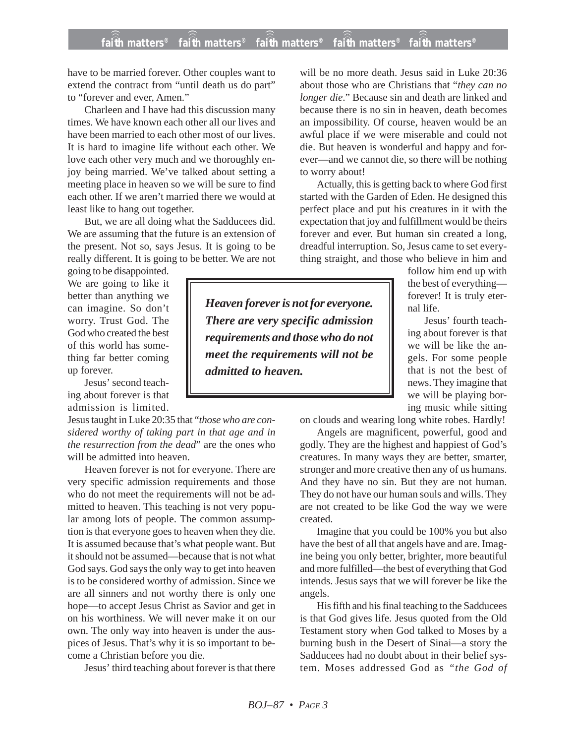have to be married forever. Other couples want to extend the contract from "until death us do part" to "forever and ever, Amen."

Charleen and I have had this discussion many times. We have known each other all our lives and have been married to each other most of our lives. It is hard to imagine life without each other. We love each other very much and we thoroughly enjoy being married. We've talked about setting a meeting place in heaven so we will be sure to find each other. If we aren't married there we would at least like to hang out together.

But, we are all doing what the Sadducees did. We are assuming that the future is an extension of the present. Not so, says Jesus. It is going to be really different. It is going to be better. We are not going to be disappointed. We are going to like it better than anything we can imagine. So don't worry. Trust God. The God who created the best of this world has something far better coming up forever.

Jesus' second teaching about forever is that admission is limited. Jesus taught in Luke 20:35 that "*those who are considered worthy of taking part in that age and in the resurrection from the dead*" are the ones who will be admitted into heaven.

> ***Heaven forever is not for everyone. There are very specific admission requirements and those who do not meet the requirements will not be admitted to heaven.***

Heaven forever is not for everyone. There are very specific admission requirements and those who do not meet the requirements will not be admitted to heaven. This teaching is not very popular among lots of people. The common assumption is that everyone goes to heaven when they die. It is assumed because that's what people want. But it should not be assumed—because that is not what God says. God says the only way to get into heaven is to be considered worthy of admission. Since we are all sinners and not worthy there is only one hope—to accept Jesus Christ as Savior and get in on his worthiness. We will never make it on our own. The only way into heaven is under the auspices of Jesus. That's why it is so important to become a Christian before you die.

Jesus' third teaching about forever is that there will be no more death. Jesus said in Luke 20:36 about those who are Christians that "*they can no longer die*." Because sin and death are linked and because there is no sin in heaven, death becomes an impossibility. Of course, heaven would be an awful place if we were miserable and could not die. But heaven is wonderful and happy and forever—and we cannot die, so there will be nothing to worry about!

Actually, this is getting back to where God first started with the Garden of Eden. He designed this perfect place and put his creatures in it with the expectation that joy and fulfillment would be theirs forever and ever. But human sin created a long, dreadful interruption. So, Jesus came to set everything straight, and those who believe in him and follow him end up with the best of everything—forever! It is truly eternal life.

Jesus' fourth teaching about forever is that we will be like the angels. For some people that is not the best of news. They imagine that we will be playing boring music while sitting on clouds and wearing long white robes. Hardly!

Angels are magnificent, powerful, good and godly. They are the highest and happiest of God's creatures. In many ways they are better, smarter, stronger and more creative then any of us humans. And they have no sin. But they are not human. They do not have our human souls and wills. They are not created to be like God the way we were created.

Imagine that you could be 100% you but also have the best of all that angels have and are. Imagine being you only better, brighter, more beautiful and more fulfilled—the best of everything that God intends. Jesus says that we will forever be like the angels.

His fifth and his final teaching to the Sadducees is that God gives life. Jesus quoted from the Old Testament story when God talked to Moses by a burning bush in the Desert of Sinai—a story the Sadducees had no doubt about in their belief system. Moses addressed God as "*the God of*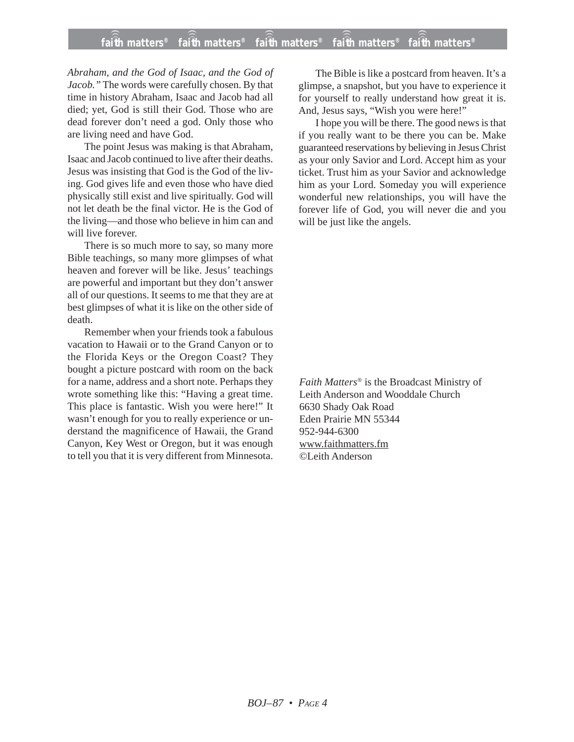*Abraham, and the God of Isaac, and the God of Jacob."* The words were carefully chosen. By that time in history Abraham, Isaac and Jacob had all died; yet, God is still their God. Those who are dead forever don't need a god. Only those who are living need and have God.

The point Jesus was making is that Abraham, Isaac and Jacob continued to live after their deaths. Jesus was insisting that God is the God of the living. God gives life and even those who have died physically still exist and live spiritually. God will not let death be the final victor. He is the God of the living—and those who believe in him can and will live forever.

There is so much more to say, so many more Bible teachings, so many more glimpses of what heaven and forever will be like. Jesus' teachings are powerful and important but they don't answer all of our questions. It seems to me that they are at best glimpses of what it is like on the other side of death.

Remember when your friends took a fabulous vacation to Hawaii or to the Grand Canyon or to the Florida Keys or the Oregon Coast? They bought a picture postcard with room on the back for a name, address and a short note. Perhaps they wrote something like this: "Having a great time. This place is fantastic. Wish you were here!" It wasn't enough for you to really experience or understand the magnificence of Hawaii, the Grand Canyon, Key West or Oregon, but it was enough to tell you that it is very different from Minnesota.

The Bible is like a postcard from heaven. It's a glimpse, a snapshot, but you have to experience it for yourself to really understand how great it is. And, Jesus says, "Wish you were here!"

I hope you will be there. The good news is that if you really want to be there you can be. Make guaranteed reservations by believing in Jesus Christ as your only Savior and Lord. Accept him as your ticket. Trust him as your Savior and acknowledge him as your Lord. Someday you will experience wonderful new relationships, you will have the forever life of God, you will never die and you will be just like the angels.

*Faith Matters*® is the Broadcast Ministry of
Leith Anderson and Wooddale Church
6630 Shady Oak Road
Eden Prairie MN 55344
952-944-6300
www.faithmatters.fm
©Leith Anderson